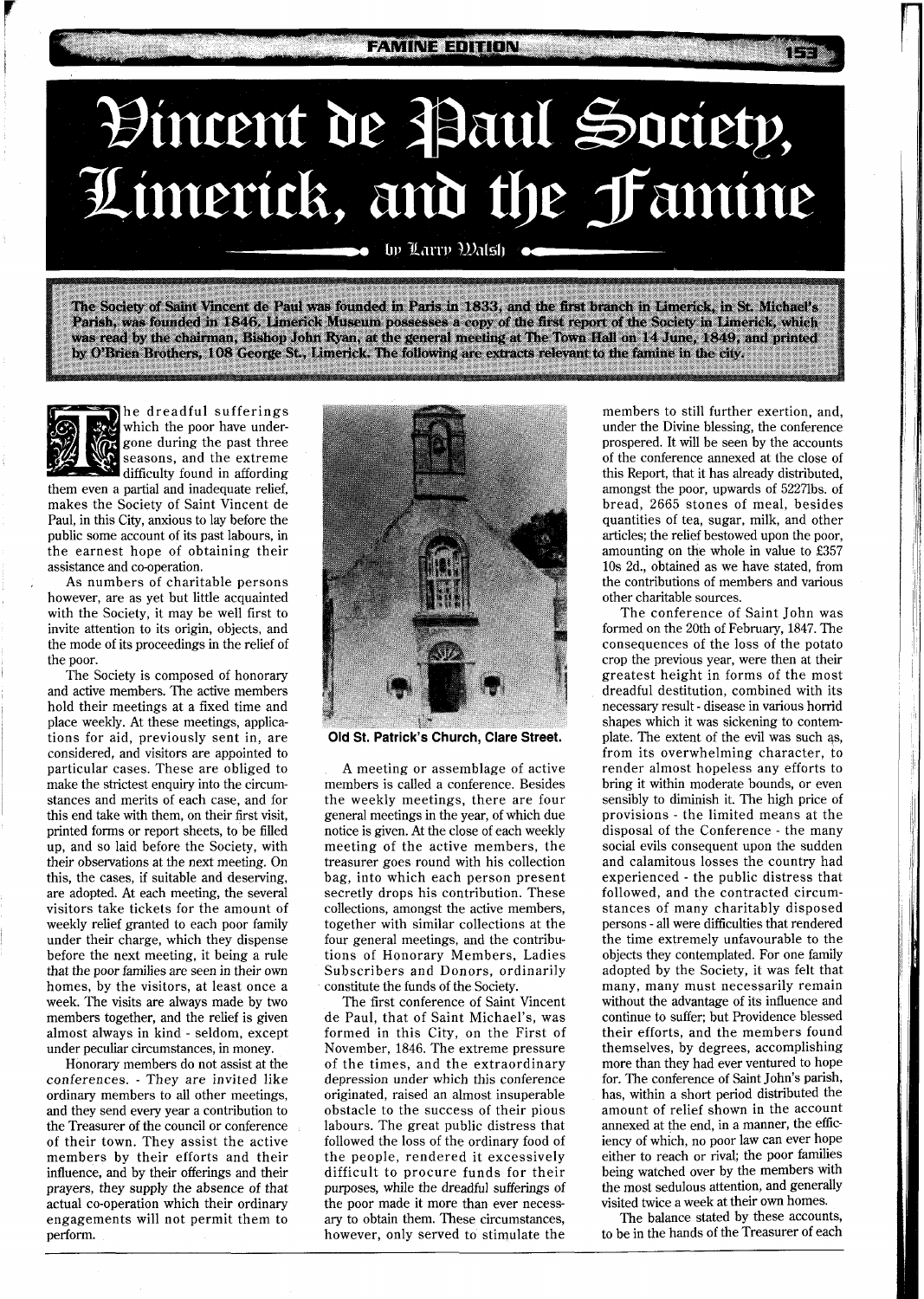# Vincent de Paul Society, Limerick, and the Famine

by Larry Walsh

**The Society of Saint Vincent de Paul was founded in Paris in 1833, and the first branch in Limerick, in St. Michael's Parish, was founded in 1846. Limerick Museum possesses a copy of the first report of the Society in Limerick, which was read by the chairman, Bishop John Ryan, at the general meeting at The Town Hall on 14 June, 1849, and printed by O'Brien Brothers, 108 George St., Limerick. The following are extracts relevant to the famine in the city.**

The dreadful sufferings which the poor have undergone during the past three seasons, and the extreme difficulty found in affording them even a partial and inadequate relief, makes the Society of Saint Vincent de Paul, in this City, anxious to lay before the public some account of its past labours, in the earnest hope of obtaining their assistance and co-operation.

As numbers of charitable persons however, are as yet but little acquainted with the Society, it may be well first to invite attention to its origin, objects, and the mode of its proceedings in the relief of the poor.

The Society is composed of honorary and active members. The active members hold their meetings at a fixed time and place weekly. At these meetings, applications for aid, previously sent in, are considered, and visitors are appointed to particular cases. These are obliged to make the strictest enquiry into the circumstances and merits of each case, and for this end take with them, on their first visit, printed forms or report sheets, to be filled up, and so laid before the Society, with their observations at the next meeting. On this, the cases, if suitable and deserving, are adopted. At each meeting, the several visitors take tickets for the amount of weekly relief granted to each poor family under their charge, which they dispense before the next meeting, it being a rule that the poor families are seen in their own homes, by the visitors, at least once a week. The visits are always made by two members together, and the relief is given almost always in kind - seldom, except under peculiar circumstances, in money.

Honorary members do not assist at the conferences. - They are invited like ordinary members to all other meetings, and they send every year a contribution to the Treasurer of the council or conference of their town. They assist the active members by their efforts and their influence, and by their offerings and their prayers, they supply the absence of that actual co-operation which their ordinary engagements will not permit them to perform.

**Old St. Patrick's Church, Clare Street.**

A meeting or assemblage of active members is called a conference. Besides the weekly meetings, there are four general meetings in the year, of which due notice is given. At the close of each weekly meeting of the active members, the treasurer goes round with his collection bag, into which each person present secretly drops his contribution. These collections, amongst the active members, together with similar collections at the four general meetings, and the contributions of Honorary Members, Ladies Subscribers and Donors, ordinarily constitute the funds of the Society.

The first conference of Saint Vincent de Paul, that of Saint Michael's, was formed in this City, on the First of November, 1846. The extreme pressure of the times, and the extraordinary depression under which this conference originated, raised an almost insuperable obstacle to the success of their pious labours. The great public distress that followed the loss of the ordinary food of the people, rendered it excessively difficult to procure funds for their purposes, while the dreadful sufferings of the poor made it more than ever necessary to obtain them. These circumstances, however, only served to stimulate the members to still further exertion, and, under the Divine blessing, the conference prospered. It will be seen by the accounts of the conference annexed at the close of this Report, that it has already distributed, amongst the poor, upwards of 52271bs. of bread, 2665 stones of meal, besides quantities of tea, sugar, milk, and other articles; the relief bestowed upon the poor, amounting on the whole in value to £357 10s 2d., obtained as we have stated, from the contributions of members and various other charitable sources.

The conference of Saint John was formed on the 20th of February, 1847. The consequences of the loss of the potato crop the previous year, were then at their greatest height in forms of the most dreadful destitution, combined with its necessary result - disease in various horrid shapes which it was sickening to contemplate. The extent of the evil was such as, from its overwhelming character, to render almost hopeless any efforts to bring it within moderate bounds, or even sensibly to diminish it. The high price of provisions - the limited means at the disposal of the Conference - the many social evils consequent upon the sudden and calamitous losses the country had experienced - the public distress that followed, and the contracted circumstances of many charitably disposed persons - all were difficulties that rendered the time extremely unfavourable to the objects they contemplated. For one family adopted by the Society, it was felt that many, many must necessarily remain without the advantage of its influence and continue to suffer; but Providence blessed their efforts, and the members found themselves, by degrees, accomplishing more than they had ever ventured to hope for. The conference of Saint John's parish, has, within a short period distributed the amount of relief shown in the account annexed at the end, in a manner, the efficiency of which, no poor law can ever hope either to reach or rival; the poor families being watched over by the members with the most sedulous attention, and generally visited twice a week at their own homes.

The balance stated by these accounts, to be in the hands of the Treasurer of each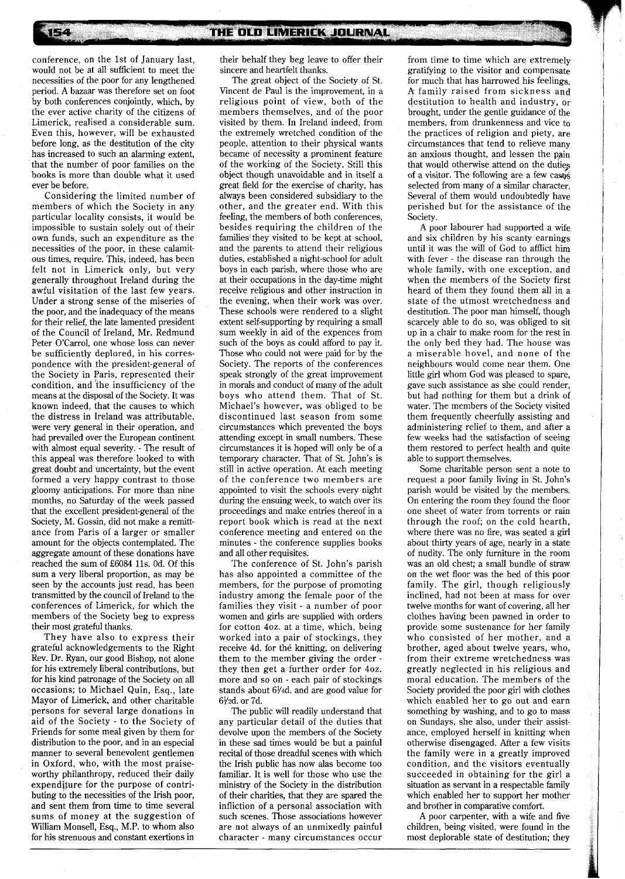conference, on the 1st of January last, would not be at all sufficient to meet the necessities of the poor for any lengthened period. A bazaar was therefore set on foot by both conferences conjointly, which, by the ever active charity of the citizens of Limerick, realised a considerable sum. Even this, however, will be exhausted before long, as the destitution of the city has increased to such an alarming extent, that the number of poor families on the books is more than double what it used ever be before.

Considering the limited number of members of which the Society in any particular locality consists, it would be impossible to sustain solely out of their own funds, such an expenditure as the necessities of the poor, in these calamitous times, require. This, indeed, has been felt not in Limerick only, but very generally throughout Ireland during the awful visitation of the last few years. Under a strong sense of the miseries of the poor, and the inadequacy of the means for their relief, the late lamented president of the Council of Ireland, Mr. Redmund Peter O'Carrol, one whose loss can never be sufficiently deplored, in his correspondence with the president-general of the Society in Paris, represented their condition, and the insufficiency of the means at the disposal of the Society. It was known indeed, that the causes to which the distress in Ireland was attributable, were very general in their operation, and had prevailed over the European continent with almost equal severity. - The result of this appeal was therefore looked to with great doubt and uncertainty, but the event formed a very happy contrast to those gloomy anticipations. For more than nine months, no Saturday of the week passed that the excellent president-general of the Society, M. Gossin, did not make a remittance from Paris of a larger or smaller amount for the objects contemplated. The aggregate amount of these donations have reached the sum of £6084 11s. 0d. Of this sum a very liberal proportion, as may be seen by the accounts just read, has been transmitted by the council of Ireland to the conferences of Limerick, for which the members of the Society beg to express their most grateful thanks.

They have also to express their grateful acknowledgements to the Right Rev. Dr. Ryan, our good Bishop, not alone for his extremely liberal contributions, but for his kind patronage of the Society on all occasions; to Michael Quin, Esq., late Mayor of Limerick, and other charitable persons for several large donations in aid of the Society - to the Society of Friends for some meal given by them for distribution to the poor, and in an especial manner to several benevolent gentlemen in Oxford, who, with the most praiseworthy philanthropy, reduced their daily expenditure for the purpose of contributing to the necessities of the Irish poor, and sent them from time to time several sums of money at the suggestion of William Monsell, Esq., M.P. to whom also for his strenuous and constant exertions in their behalf they beg leave to offer their sincere and heartfelt thanks.

The great object of the Society of St. Vincent de Paul is the improvement, in a religious point of view, both of the members themselves, and of the poor visited by them. In Ireland indeed, from the extremely wretched condition of the people, attention to their physical wants became of necessity a prominent feature of the working of the Society. Still this object though unavoidable and in itself a great field for the exercise of charity, has always been considered subsidiary to the other, and the greater end. With this feeling, the members of both conferences, besides requiring the children of the families they visited to be kept at school, and the parents to attend their religious duties, established a night-school for adult boys in each parish, where those who are at their occupations in the day-time might receive religious and other instruction in the evening, when their work was over. These schools were rendered to a slight extent self-supporting by requiring a small sum weekly in aid of the expences from such of the boys as could afford to pay it. Those who could not were paid for by the Society. The reports of the conferences speak strongly of the great improvement in morals and conduct of many of the adult boys who attend them. That of St. Michael's however, was obliged to be discontinued last season from some circumstances which prevented the boys attending except in small numbers. These circumstances it is hoped will only be of a temporary character. That of St. John's is still in active operation. At each meeting of the conference two members are appointed to visit the schools every night during the ensuing week, to watch over its proceedings and make entries thereof in a report book which is read at the next conference meeting and entered on the minutes - the conference supplies books and all other requisites.

The conference of St. John's parish has also appointed a committee of the members, for the purpose of promoting industry among the female poor of the families they visit - a number of poor women and girls are supplied with orders for cotton 4oz. at a time, which, being worked into a pair of stockings, they receive 4d. for the knitting, on delivering them to the member giving the order - they then get a further order for 4oz. more and so on - each pair of stockings stands about 6¼d. and are good value for 6½d. or 7d.

The public will readily understand that any particular detail of the duties that devolve upon the members of the Society in these sad times would be but a painful recital of those dreadful scenes with which the Irish public has now alas become too familiar. It is well for those who use the ministry of the Society in the distribution of their charities, that they are spared the infliction of a personal association with such scenes. Those associations however are not always of an unmixedly painful character - many circumstances occur from time to time which are extremely gratifying to the visitor and compensate for much that has harrowed his feelings. A family raised from sickness and destitution to health and industry, or brought, under the gentle guidance of the members, from drunkenness and vice to the practices of religion and piety, are circumstances that tend to relieve many an anxious thought, and lessen the pain that would otherwise attend on the duties of a visitor. The following are a few cases selected from many of a similar character. Several of them would undoubtedly have perished but for the assistance of the Society.

A poor labourer had supported a wife and six children by his scanty earnings until it was the will of God to afflict him with fever - the disease ran through the whole family, with one exception, and when the members of the Society first heard of them they found them all in a state of the utmost wretchedness and destitution. The poor man himself, though scarcely able to do so, was obliged to sit up in a chair to make room for the rest in the only bed they had. The house was a miserable hovel, and none of the neighbours would come near them. One little girl whom God was pleased to spare, gave such assistance as she could render, but had nothing for them but a drink of water. The members of the Society visited them frequently cheerfully assisting and administering relief to them, and after a few weeks had the satisfaction of seeing them restored to perfect health and quite able to support themselves.

Some charitable person sent a note to request a poor family living in St. John's parish would be visited by the members. On entering the room they found the floor one sheet of water from torrents or rain through the roof; on the cold hearth, where there was no fire, was seated a girl about thirty years of age, nearly in a state of nudity. The only furniture in the room was an old chest; a small bundle of straw on the wet floor was the bed of this poor family. The girl, though religiously inclined, had not been at mass for over twelve months for want of covering, all her clothes having been pawned in order to provide some sustenance for her family who consisted of her mother, and a brother, aged about twelve years, who, from their extreme wretchedness was greatly neglected in his religious and moral education. The members of the Society provided the poor girl with clothes which enabled her to go out and earn something by washing, and to go to mass on Sundays, she also, under their assistance, employed herself in knitting when otherwise disengaged. After a few visits the family were in a greatly improved condition, and the visitors eventually succeeded in obtaining for the girl a situation as servant in a respectable family which enabled her to support her mother and brother in comparative comfort.

A poor carpenter, with a wife and five children, being visited, were found in the most deplorable state of destitution; they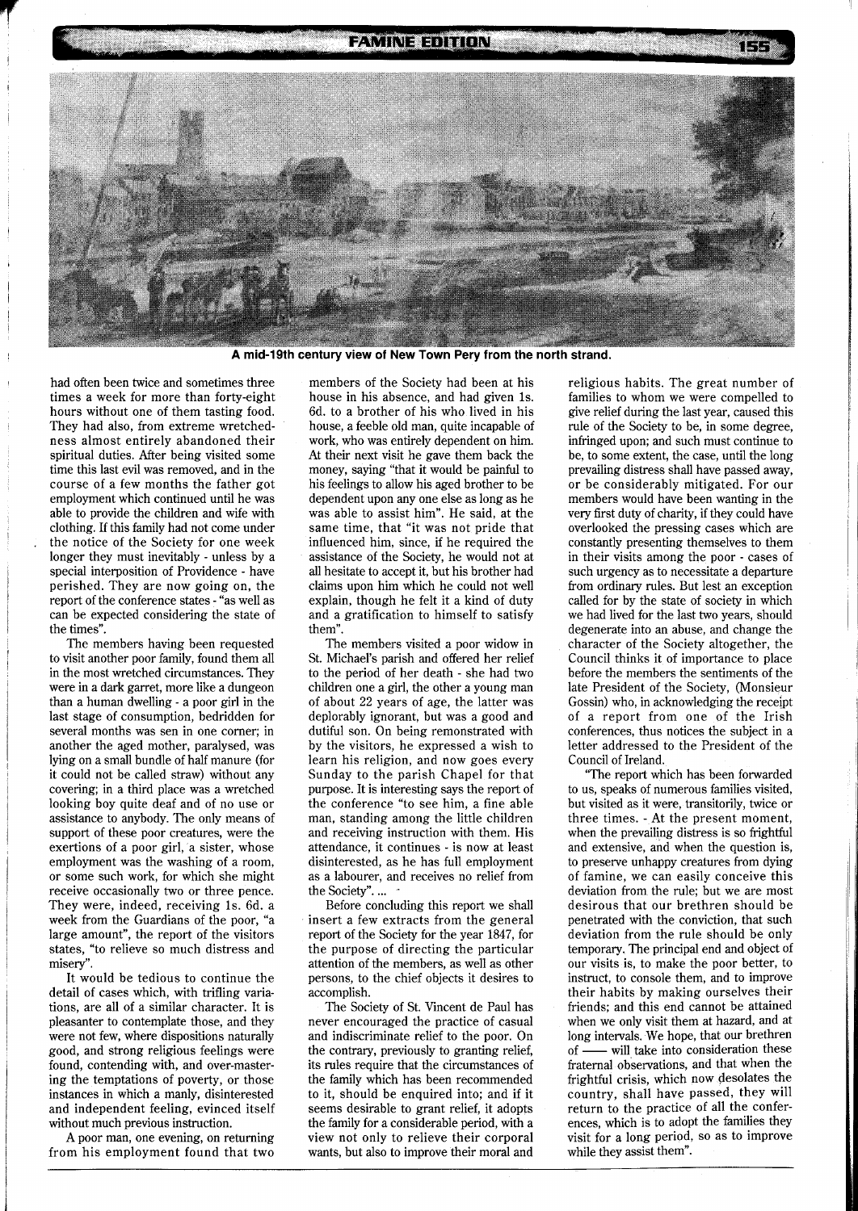A mid-19th century view of New Town Pery from the north strand.

had often been twice and sometimes three times a week for more than forty-eight hours without one of them tasting food. They had also, from extreme wretchedness almost entirely abandoned their spiritual duties. After being visited some time this last evil was removed, and in the course of a few months the father got employment which continued until he was able to provide the children and wife with clothing. If this family had not come under the notice of the Society for one week longer they must inevitably - unless by a special interposition of Providence - have perished. They are now going on, the report of the conference states - "as well as can be expected considering the state of the times".

The members having been requested to visit another poor family, found them all in the most wretched circumstances. They were in a dark garret, more like a dungeon than a human dwelling - a poor girl in the last stage of consumption, bedridden for several months was sen in one corner; in another the aged mother, paralysed, was lying on a small bundle of half manure (for it could not be called straw) without any covering; in a third place was a wretched looking boy quite deaf and of no use or assistance to anybody. The only means of support of these poor creatures, were the exertions of a poor girl, a sister, whose employment was the washing of a room, or some such work, for which she might receive occasionally two or three pence. They were, indeed, receiving 1s. 6d. a week from the Guardians of the poor, "a large amount", the report of the visitors states, "to relieve so much distress and misery".

It would be tedious to continue the detail of cases which, with trifling variations, are all of a similar character. It is pleasanter to contemplate those, and they were not few, where dispositions naturally good, and strong religious feelings were found, contending with, and over-mastering the temptations of poverty, or those instances in which a manly, disinterested and independent feeling, evinced itself without much previous instruction.

A poor man, one evening, on returning from his employment found that two members of the Society had been at his house in his absence, and had given 1s. 6d. to a brother of his who lived in his house, a feeble old man, quite incapable of work, who was entirely dependent on him. At their next visit he gave them back the money, saying "that it would be painful to his feelings to allow his aged brother to be dependent upon any one else as long as he was able to assist him". He said, at the same time, that "it was not pride that influenced him, since, if he required the assistance of the Society, he would not at all hesitate to accept it, but his brother had claims upon him which he could not well explain, though he felt it a kind of duty and a gratification to himself to satisfy them".

The members visited a poor widow in St. Michael's parish and offered her relief to the period of her death - she had two children one a girl, the other a young man of about 22 years of age, the latter was deplorably ignorant, but was a good and dutiful son. On being remonstrated with by the visitors, he expressed a wish to learn his religion, and now goes every Sunday to the parish Chapel for that purpose. It is interesting says the report of the conference "to see him, a fine able man, standing among the little children and receiving instruction with them. His attendance, it continues - is now at least disinterested, as he has full employment as a labourer, and receives no relief from the Society". ...

Before concluding this report we shall insert a few extracts from the general report of the Society for the year 1847, for the purpose of directing the particular attention of the members, as well as other persons, to the chief objects it desires to accomplish.

The Society of St. Vincent de Paul has never encouraged the practice of casual and indiscriminate relief to the poor. On the contrary, previously to granting relief, its rules require that the circumstances of the family which has been recommended to it, should be enquired into; and if it seems desirable to grant relief, it adopts the family for a considerable period, with a view not only to relieve their corporal wants, but also to improve their moral and religious habits. The great number of families to whom we were compelled to give relief during the last year, caused this rule of the Society to be, in some degree, infringed upon; and such must continue to be, to some extent, the case, until the long prevailing distress shall have passed away, or be considerably mitigated. For our members would have been wanting in the very first duty of charity, if they could have overlooked the pressing cases which are constantly presenting themselves to them in their visits among the poor - cases of such urgency as to necessitate a departure from ordinary rules. But lest an exception called for by the state of society in which we had lived for the last two years, should degenerate into an abuse, and change the character of the Society altogether, the Council thinks it of importance to place before the members the sentiments of the late President of the Society, (Monsieur Gossin) who, in acknowledging the receipt of a report from one of the Irish conferences, thus notices the subject in a letter addressed to the President of the Council of Ireland.

"The report which has been forwarded to us, speaks of numerous families visited, but visited as it were, transitorily, twice or three times. - At the present moment, when the prevailing distress is so frightful and extensive, and when the question is, to preserve unhappy creatures from dying of famine, we can easily conceive this deviation from the rule; but we are most desirous that our brethren should be penetrated with the conviction, that such deviation from the rule should be only temporary. The principal end and object of our visits is, to make the poor better, to instruct, to console them, and to improve their habits by making ourselves their friends; and this end cannot be attained when we only visit them at hazard, and at long intervals. We hope, that our brethren of —— will take into consideration these fraternal observations, and that when the frightful crisis, which now desolates the country, shall have passed, they will return to the practice of all the conferences, which is to adopt the families they visit for a long period, so as to improve while they assist them".